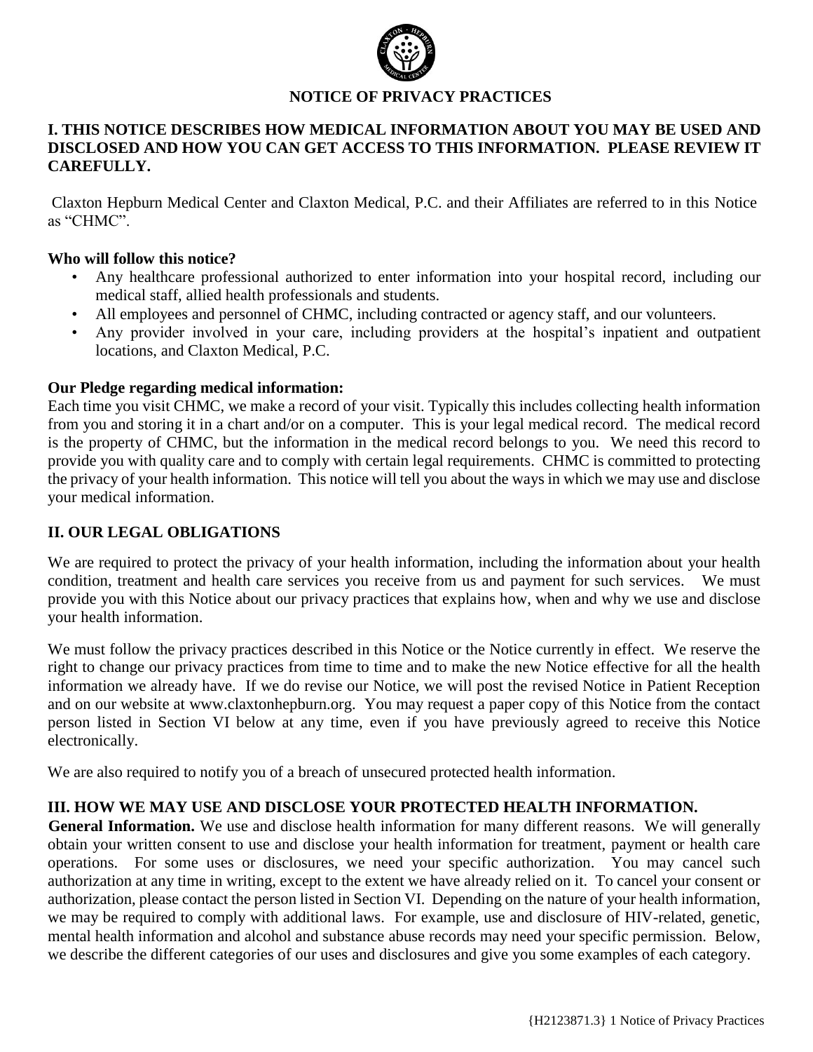# NOTICE OF PRIVACY PRACTICES

## I. THIS NOTICE DESCRIBES HOW MEDICAL INFORMATION ABOUT YOU MAY BE USED AND DISCLOSED AND HOW YOU CAN GET ACCESS TO THIS INFORMATION. PLEASE REVIEW IT CAREFULLY.

Claxton Hepburn Medical Center and Claxton Medical, P.C. and their Affiliates are referred to in this Notice as "CHMC".

**Who will follow this notice?**

- Any healthcare professional authorized to enter information into your hospital record, including our medical staff, allied health professionals and students.
- All employees and personnel of CHMC, including contracted or agency staff, and our volunteers.
- Any provider involved in your care, including providers at the hospital's inpatient and outpatient locations, and Claxton Medical, P.C.

**Our Pledge regarding medical information:**

Each time you visit CHMC, we make a record of your visit. Typically this includes collecting health information from you and storing it in a chart and/or on a computer. This is your legal medical record. The medical record is the property of CHMC, but the information in the medical record belongs to you. We need this record to provide you with quality care and to comply with certain legal requirements. CHMC is committed to protecting the privacy of your health information. This notice will tell you about the ways in which we may use and disclose your medical information.

## II. OUR LEGAL OBLIGATIONS

We are required to protect the privacy of your health information, including the information about your health condition, treatment and health care services you receive from us and payment for such services. We must provide you with this Notice about our privacy practices that explains how, when and why we use and disclose your health information.

We must follow the privacy practices described in this Notice or the Notice currently in effect. We reserve the right to change our privacy practices from time to time and to make the new Notice effective for all the health information we already have. If we do revise our Notice, we will post the revised Notice in Patient Reception and on our website at www.claxtonhepburn.org. You may request a paper copy of this Notice from the contact person listed in Section VI below at any time, even if you have previously agreed to receive this Notice electronically.

We are also required to notify you of a breach of unsecured protected health information.

## III. HOW WE MAY USE AND DISCLOSE YOUR PROTECTED HEALTH INFORMATION.

**General Information.** We use and disclose health information for many different reasons. We will generally obtain your written consent to use and disclose your health information for treatment, payment or health care operations. For some uses or disclosures, we need your specific authorization. You may cancel such authorization at any time in writing, except to the extent we have already relied on it. To cancel your consent or authorization, please contact the person listed in Section VI. Depending on the nature of your health information, we may be required to comply with additional laws. For example, use and disclosure of HIV-related, genetic, mental health information and alcohol and substance abuse records may need your specific permission. Below, we describe the different categories of our uses and disclosures and give you some examples of each category.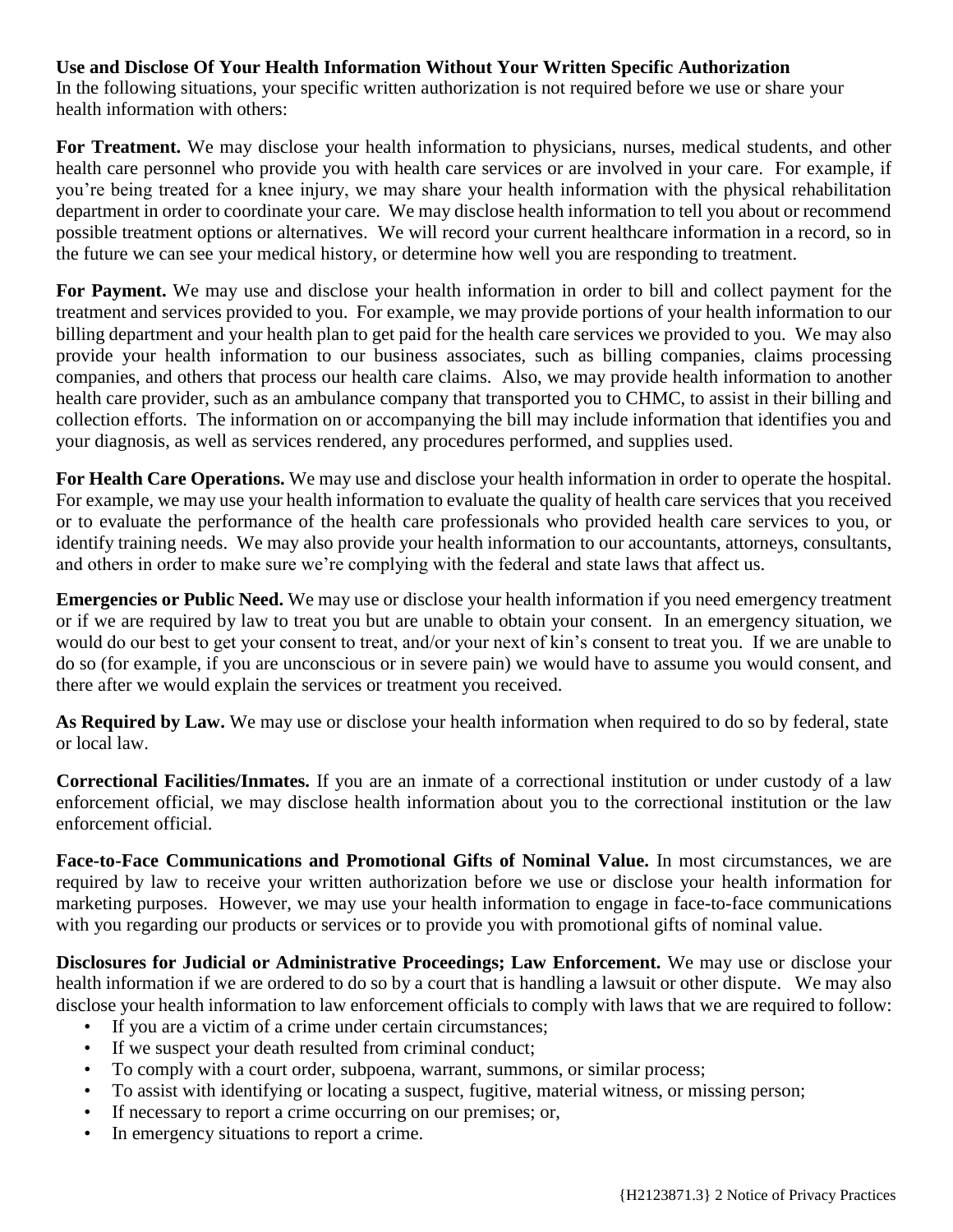**Use and Disclose Of Your Health Information Without Your Written Specific Authorization**

In the following situations, your specific written authorization is not required before we use or share your health information with others:

**For Treatment.** We may disclose your health information to physicians, nurses, medical students, and other health care personnel who provide you with health care services or are involved in your care. For example, if you're being treated for a knee injury, we may share your health information with the physical rehabilitation department in order to coordinate your care. We may disclose health information to tell you about or recommend possible treatment options or alternatives. We will record your current healthcare information in a record, so in the future we can see your medical history, or determine how well you are responding to treatment.

**For Payment.** We may use and disclose your health information in order to bill and collect payment for the treatment and services provided to you. For example, we may provide portions of your health information to our billing department and your health plan to get paid for the health care services we provided to you. We may also provide your health information to our business associates, such as billing companies, claims processing companies, and others that process our health care claims. Also, we may provide health information to another health care provider, such as an ambulance company that transported you to CHMC, to assist in their billing and collection efforts. The information on or accompanying the bill may include information that identifies you and your diagnosis, as well as services rendered, any procedures performed, and supplies used.

**For Health Care Operations.** We may use and disclose your health information in order to operate the hospital. For example, we may use your health information to evaluate the quality of health care services that you received or to evaluate the performance of the health care professionals who provided health care services to you, or identify training needs. We may also provide your health information to our accountants, attorneys, consultants, and others in order to make sure we're complying with the federal and state laws that affect us.

**Emergencies or Public Need.** We may use or disclose your health information if you need emergency treatment or if we are required by law to treat you but are unable to obtain your consent. In an emergency situation, we would do our best to get your consent to treat, and/or your next of kin's consent to treat you. If we are unable to do so (for example, if you are unconscious or in severe pain) we would have to assume you would consent, and there after we would explain the services or treatment you received.

**As Required by Law.** We may use or disclose your health information when required to do so by federal, state or local law.

**Correctional Facilities/Inmates.** If you are an inmate of a correctional institution or under custody of a law enforcement official, we may disclose health information about you to the correctional institution or the law enforcement official.

**Face-to-Face Communications and Promotional Gifts of Nominal Value.** In most circumstances, we are required by law to receive your written authorization before we use or disclose your health information for marketing purposes. However, we may use your health information to engage in face-to-face communications with you regarding our products or services or to provide you with promotional gifts of nominal value.

**Disclosures for Judicial or Administrative Proceedings; Law Enforcement.** We may use or disclose your health information if we are ordered to do so by a court that is handling a lawsuit or other dispute. We may also disclose your health information to law enforcement officials to comply with laws that we are required to follow:

- If you are a victim of a crime under certain circumstances;
- If we suspect your death resulted from criminal conduct;
- To comply with a court order, subpoena, warrant, summons, or similar process;
- To assist with identifying or locating a suspect, fugitive, material witness, or missing person;
- If necessary to report a crime occurring on our premises; or,
- In emergency situations to report a crime.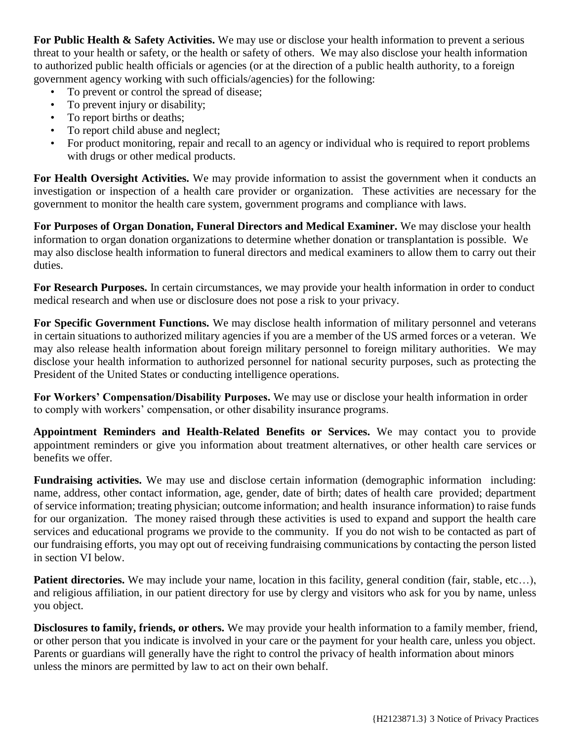**For Public Health & Safety Activities.** We may use or disclose your health information to prevent a serious threat to your health or safety, or the health or safety of others. We may also disclose your health information to authorized public health officials or agencies (or at the direction of a public health authority, to a foreign government agency working with such officials/agencies) for the following:

- To prevent or control the spread of disease;
- To prevent injury or disability;
- To report births or deaths;
- To report child abuse and neglect;
- For product monitoring, repair and recall to an agency or individual who is required to report problems with drugs or other medical products.

**For Health Oversight Activities.** We may provide information to assist the government when it conducts an investigation or inspection of a health care provider or organization. These activities are necessary for the government to monitor the health care system, government programs and compliance with laws.

**For Purposes of Organ Donation, Funeral Directors and Medical Examiner.** We may disclose your health information to organ donation organizations to determine whether donation or transplantation is possible. We may also disclose health information to funeral directors and medical examiners to allow them to carry out their duties.

**For Research Purposes.** In certain circumstances, we may provide your health information in order to conduct medical research and when use or disclosure does not pose a risk to your privacy.

**For Specific Government Functions.** We may disclose health information of military personnel and veterans in certain situations to authorized military agencies if you are a member of the US armed forces or a veteran. We may also release health information about foreign military personnel to foreign military authorities. We may disclose your health information to authorized personnel for national security purposes, such as protecting the President of the United States or conducting intelligence operations.

**For Workers' Compensation/Disability Purposes.** We may use or disclose your health information in order to comply with workers' compensation, or other disability insurance programs.

**Appointment Reminders and Health-Related Benefits or Services.** We may contact you to provide appointment reminders or give you information about treatment alternatives, or other health care services or benefits we offer.

**Fundraising activities.** We may use and disclose certain information (demographic information including: name, address, other contact information, age, gender, date of birth; dates of health care provided; department of service information; treating physician; outcome information; and health insurance information) to raise funds for our organization. The money raised through these activities is used to expand and support the health care services and educational programs we provide to the community. If you do not wish to be contacted as part of our fundraising efforts, you may opt out of receiving fundraising communications by contacting the person listed in section VI below.

**Patient directories.** We may include your name, location in this facility, general condition (fair, stable, etc…), and religious affiliation, in our patient directory for use by clergy and visitors who ask for you by name, unless you object.

**Disclosures to family, friends, or others.** We may provide your health information to a family member, friend, or other person that you indicate is involved in your care or the payment for your health care, unless you object. Parents or guardians will generally have the right to control the privacy of health information about minors unless the minors are permitted by law to act on their own behalf.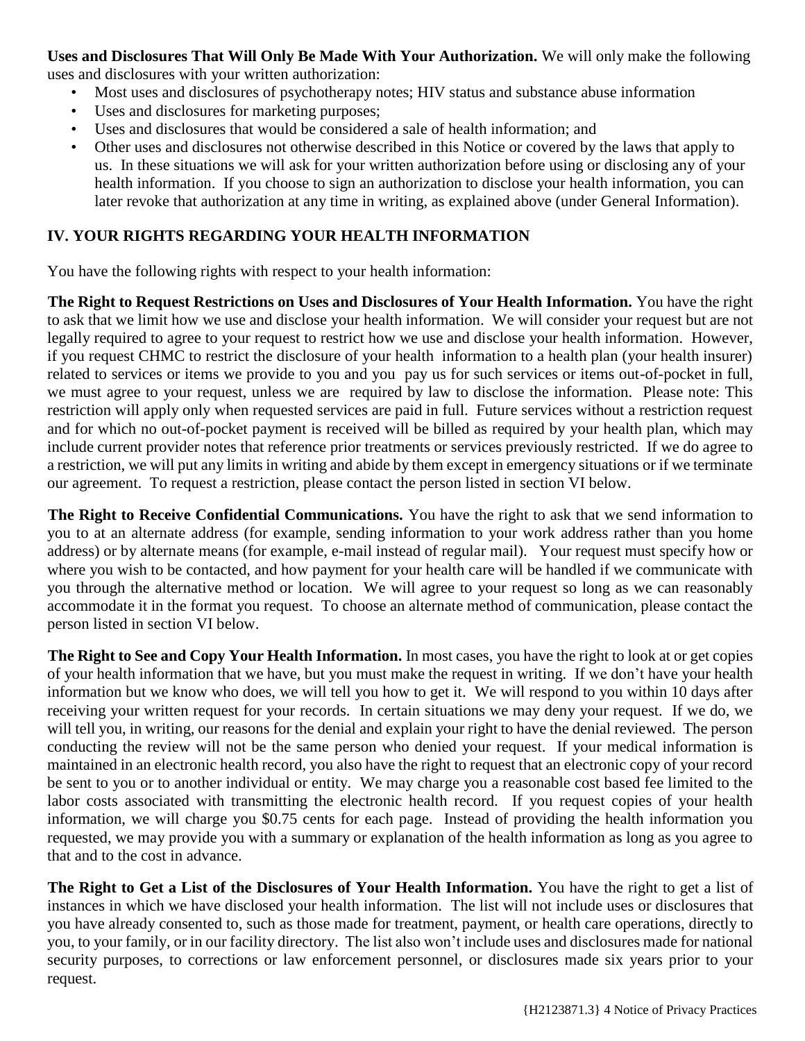**Uses and Disclosures That Will Only Be Made With Your Authorization.** We will only make the following uses and disclosures with your written authorization:

- Most uses and disclosures of psychotherapy notes; HIV status and substance abuse information
- Uses and disclosures for marketing purposes;
- Uses and disclosures that would be considered a sale of health information; and
- Other uses and disclosures not otherwise described in this Notice or covered by the laws that apply to us. In these situations we will ask for your written authorization before using or disclosing any of your health information. If you choose to sign an authorization to disclose your health information, you can later revoke that authorization at any time in writing, as explained above (under General Information).

## IV. YOUR RIGHTS REGARDING YOUR HEALTH INFORMATION

You have the following rights with respect to your health information:

**The Right to Request Restrictions on Uses and Disclosures of Your Health Information.** You have the right to ask that we limit how we use and disclose your health information. We will consider your request but are not legally required to agree to your request to restrict how we use and disclose your health information. However, if you request CHMC to restrict the disclosure of your health information to a health plan (your health insurer) related to services or items we provide to you and you pay us for such services or items out-of-pocket in full, we must agree to your request, unless we are required by law to disclose the information. Please note: This restriction will apply only when requested services are paid in full. Future services without a restriction request and for which no out-of-pocket payment is received will be billed as required by your health plan, which may include current provider notes that reference prior treatments or services previously restricted. If we do agree to a restriction, we will put any limits in writing and abide by them except in emergency situations or if we terminate our agreement. To request a restriction, please contact the person listed in section VI below.

**The Right to Receive Confidential Communications.** You have the right to ask that we send information to you to at an alternate address (for example, sending information to your work address rather than you home address) or by alternate means (for example, e-mail instead of regular mail). Your request must specify how or where you wish to be contacted, and how payment for your health care will be handled if we communicate with you through the alternative method or location. We will agree to your request so long as we can reasonably accommodate it in the format you request. To choose an alternate method of communication, please contact the person listed in section VI below.

**The Right to See and Copy Your Health Information.** In most cases, you have the right to look at or get copies of your health information that we have, but you must make the request in writing. If we don't have your health information but we know who does, we will tell you how to get it. We will respond to you within 10 days after receiving your written request for your records. In certain situations we may deny your request. If we do, we will tell you, in writing, our reasons for the denial and explain your right to have the denial reviewed. The person conducting the review will not be the same person who denied your request. If your medical information is maintained in an electronic health record, you also have the right to request that an electronic copy of your record be sent to you or to another individual or entity. We may charge you a reasonable cost based fee limited to the labor costs associated with transmitting the electronic health record. If you request copies of your health information, we will charge you $0.75 cents for each page. Instead of providing the health information you requested, we may provide you with a summary or explanation of the health information as long as you agree to that and to the cost in advance.

**The Right to Get a List of the Disclosures of Your Health Information.** You have the right to get a list of instances in which we have disclosed your health information. The list will not include uses or disclosures that you have already consented to, such as those made for treatment, payment, or health care operations, directly to you, to your family, or in our facility directory. The list also won't include uses and disclosures made for national security purposes, to corrections or law enforcement personnel, or disclosures made six years prior to your request.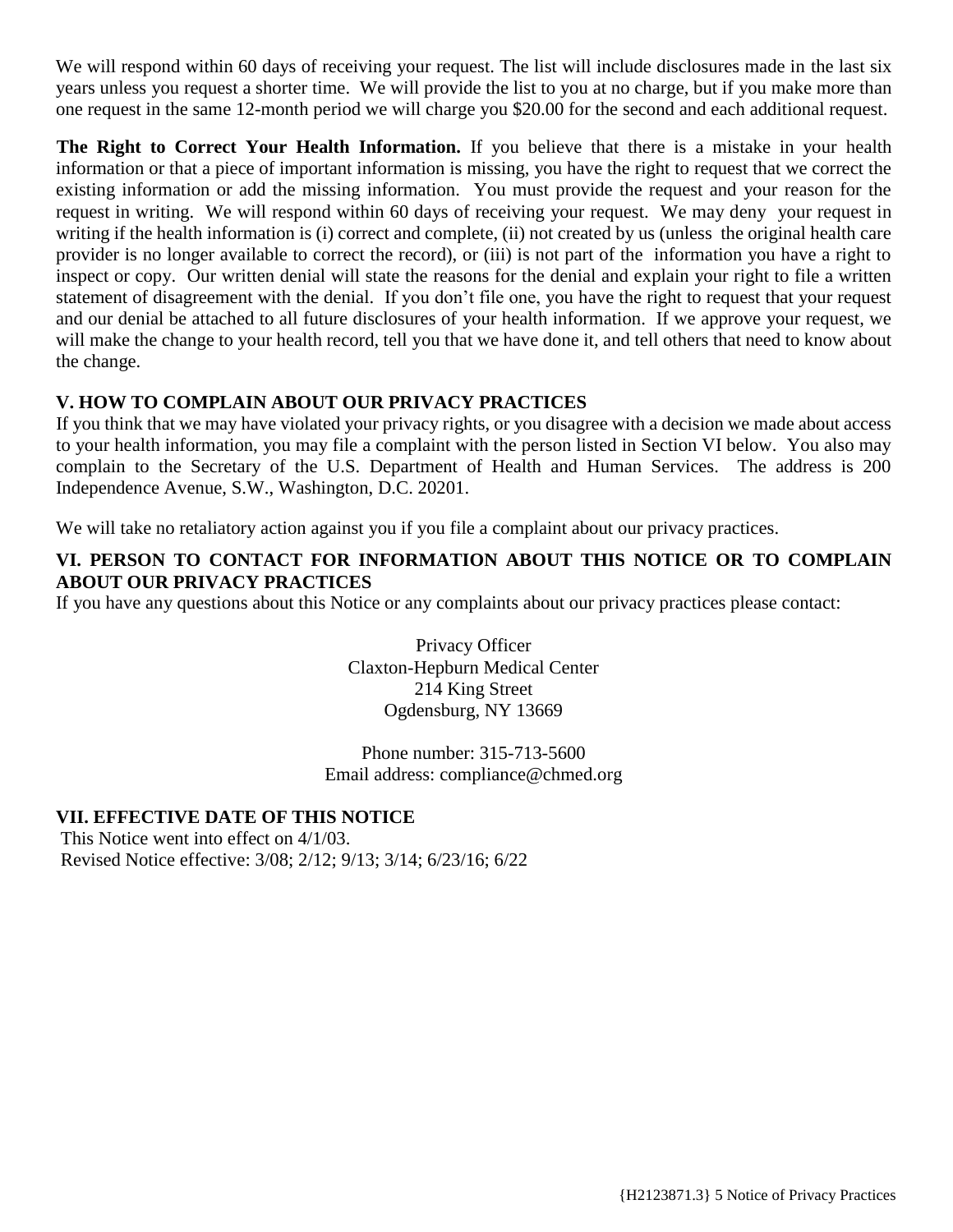We will respond within 60 days of receiving your request. The list will include disclosures made in the last six years unless you request a shorter time. We will provide the list to you at no charge, but if you make more than one request in the same 12-month period we will charge you $20.00 for the second and each additional request.

**The Right to Correct Your Health Information.** If you believe that there is a mistake in your health information or that a piece of important information is missing, you have the right to request that we correct the existing information or add the missing information. You must provide the request and your reason for the request in writing. We will respond within 60 days of receiving your request. We may deny your request in writing if the health information is (i) correct and complete, (ii) not created by us (unless the original health care provider is no longer available to correct the record), or (iii) is not part of the information you have a right to inspect or copy. Our written denial will state the reasons for the denial and explain your right to file a written statement of disagreement with the denial. If you don't file one, you have the right to request that your request and our denial be attached to all future disclosures of your health information. If we approve your request, we will make the change to your health record, tell you that we have done it, and tell others that need to know about the change.

## V. HOW TO COMPLAIN ABOUT OUR PRIVACY PRACTICES

If you think that we may have violated your privacy rights, or you disagree with a decision we made about access to your health information, you may file a complaint with the person listed in Section VI below. You also may complain to the Secretary of the U.S. Department of Health and Human Services. The address is 200 Independence Avenue, S.W., Washington, D.C. 20201.

We will take no retaliatory action against you if you file a complaint about our privacy practices.

## VI. PERSON TO CONTACT FOR INFORMATION ABOUT THIS NOTICE OR TO COMPLAIN ABOUT OUR PRIVACY PRACTICES

If you have any questions about this Notice or any complaints about our privacy practices please contact:

Privacy Officer
Claxton-Hepburn Medical Center
214 King Street
Ogdensburg, NY 13669

Phone number: 315-713-5600
Email address: compliance@chmed.org

## VII. EFFECTIVE DATE OF THIS NOTICE

This Notice went into effect on 4/1/03.
Revised Notice effective: 3/08; 2/12; 9/13; 3/14; 6/23/16; 6/22